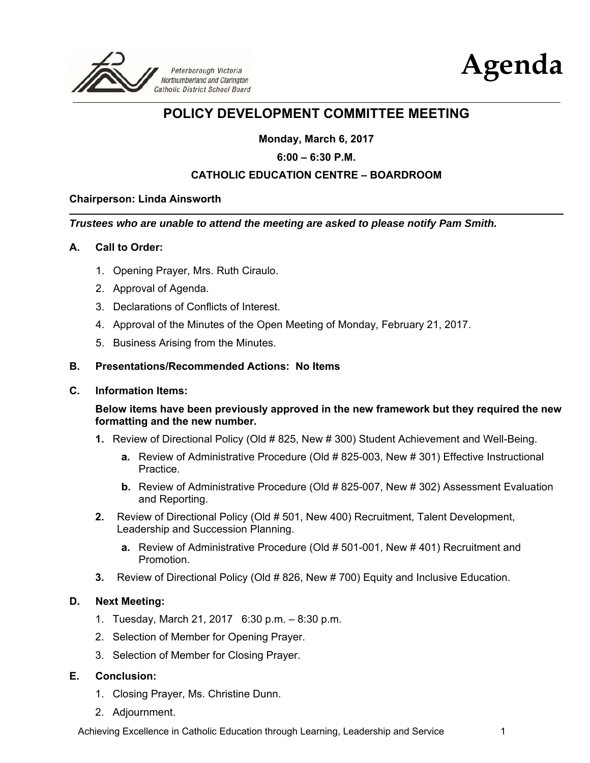Peterborough Victoria Northumberland and Clarington Catholic District School Board

# Agenda

## POLICY DEVELOPMENT COMMITTEE MEETING

**Monday, March 6, 2017**

**6:00 – 6:30 P.M.**

**CATHOLIC EDUCATION CENTRE – BOARDROOM**

**Chairperson: Linda Ainsworth**

***Trustees who are unable to attend the meeting are asked to please notify Pam Smith.***

**A. Call to Order:**

1. Opening Prayer, Mrs. Ruth Ciraulo.
2. Approval of Agenda.
3. Declarations of Conflicts of Interest.
4. Approval of the Minutes of the Open Meeting of Monday, February 21, 2017.
5. Business Arising from the Minutes.

**B. Presentations/Recommended Actions: No Items**

**C. Information Items:**

**Below items have been previously approved in the new framework but they required the new formatting and the new number.**

**1.** Review of Directional Policy (Old # 825, New # 300) Student Achievement and Well-Being.

   **a.** Review of Administrative Procedure (Old # 825-003, New # 301) Effective Instructional Practice.

   **b.** Review of Administrative Procedure (Old # 825-007, New # 302) Assessment Evaluation and Reporting.

**2.** Review of Directional Policy (Old # 501, New 400) Recruitment, Talent Development, Leadership and Succession Planning.

   **a.** Review of Administrative Procedure (Old # 501-001, New # 401) Recruitment and Promotion.

**3.** Review of Directional Policy (Old # 826, New # 700) Equity and Inclusive Education.

**D. Next Meeting:**

1. Tuesday, March 21, 2017 6:30 p.m. – 8:30 p.m.
2. Selection of Member for Opening Prayer.
3. Selection of Member for Closing Prayer.

**E. Conclusion:**

1. Closing Prayer, Ms. Christine Dunn.
2. Adjournment.

Achieving Excellence in Catholic Education through Learning, Leadership and Service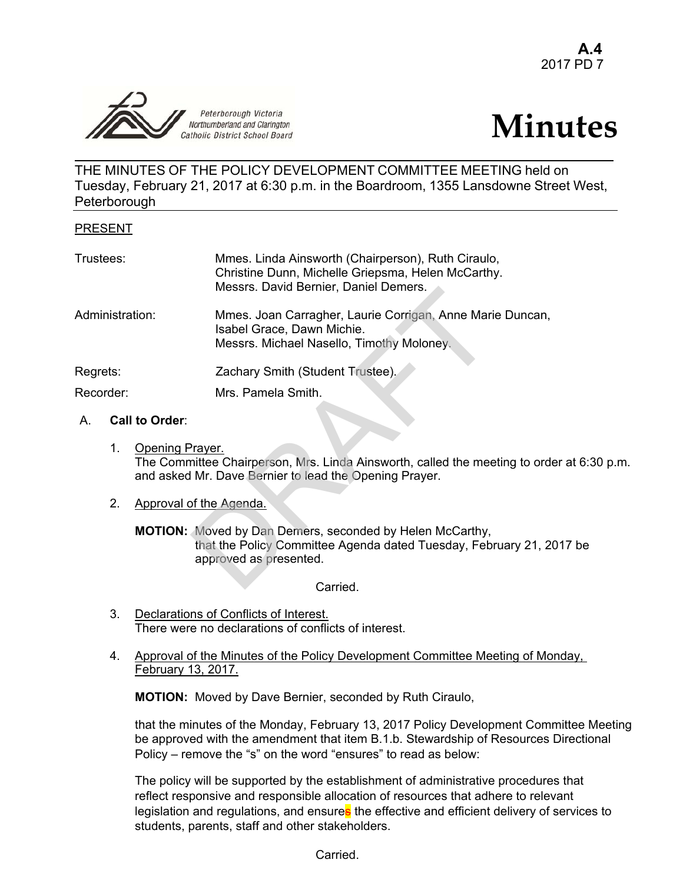**A.4**
2017 PD 7

Peterborough Victoria Northumberland and Clarington Catholic District School Board

# Minutes

THE MINUTES OF THE POLICY DEVELOPMENT COMMITTEE MEETING held on Tuesday, February 21, 2017 at 6:30 p.m. in the Boardroom, 1355 Lansdowne Street West, Peterborough

PRESENT

| | |
|---|---|
| Trustees: | Mmes. Linda Ainsworth (Chairperson), Ruth Ciraulo, Christine Dunn, Michelle Griepsma, Helen McCarthy. Messrs. David Bernier, Daniel Demers. |
| Administration: | Mmes. Joan Carragher, Laurie Corrigan, Anne Marie Duncan, Isabel Grace, Dawn Michie. Messrs. Michael Nasello, Timothy Moloney. |
| Regrets: | Zachary Smith (Student Trustee). |
| Recorder: | Mrs. Pamela Smith. |

A. **Call to Order**:

1. Opening Prayer.
   The Committee Chairperson, Mrs. Linda Ainsworth, called the meeting to order at 6:30 p.m. and asked Mr. Dave Bernier to lead the Opening Prayer.

2. Approval of the Agenda.

   **MOTION:** Moved by Dan Demers, seconded by Helen McCarthy, that the Policy Committee Agenda dated Tuesday, February 21, 2017 be approved as presented.

   Carried.

3. Declarations of Conflicts of Interest.
   There were no declarations of conflicts of interest.

4. Approval of the Minutes of the Policy Development Committee Meeting of Monday, February 13, 2017.

   **MOTION:** Moved by Dave Bernier, seconded by Ruth Ciraulo,

   that the minutes of the Monday, February 13, 2017 Policy Development Committee Meeting be approved with the amendment that item B.1.b. Stewardship of Resources Directional Policy – remove the "s" on the word "ensures" to read as below:

   The policy will be supported by the establishment of administrative procedures that reflect responsive and responsible allocation of resources that adhere to relevant legislation and regulations, and ensures the effective and efficient delivery of services to students, parents, staff and other stakeholders.

   Carried.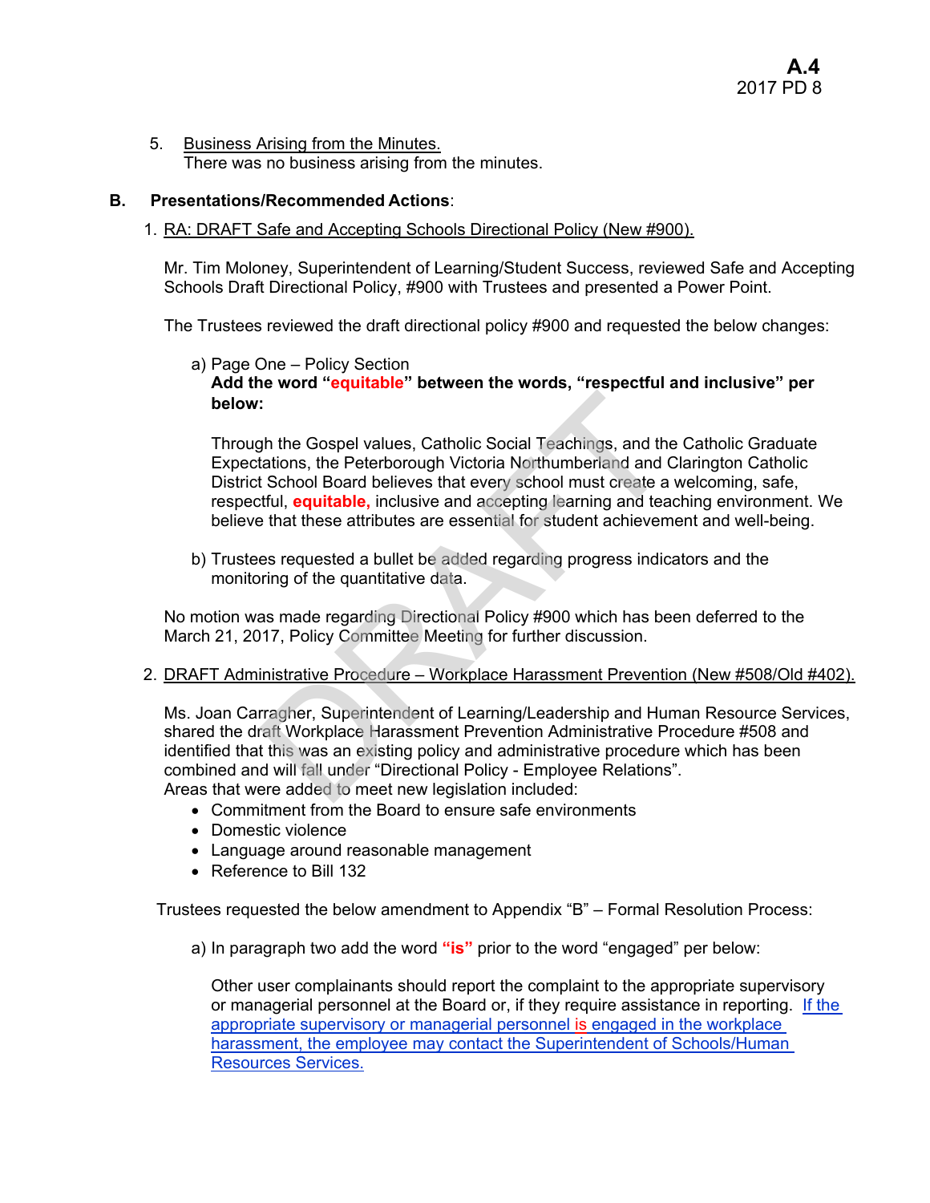5. Business Arising from the Minutes.
   There was no business arising from the minutes.

**B. Presentations/Recommended Actions**:

1. RA: DRAFT Safe and Accepting Schools Directional Policy (New #900).

   Mr. Tim Moloney, Superintendent of Learning/Student Success, reviewed Safe and Accepting Schools Draft Directional Policy, #900 with Trustees and presented a Power Point.

   The Trustees reviewed the draft directional policy #900 and requested the below changes:

   a) Page One – Policy Section
   **Add the word "equitable" between the words, "respectful and inclusive" per below:**

   Through the Gospel values, Catholic Social Teachings, and the Catholic Graduate Expectations, the Peterborough Victoria Northumberland and Clarington Catholic District School Board believes that every school must create a welcoming, safe, respectful, **equitable,** inclusive and accepting learning and teaching environment. We believe that these attributes are essential for student achievement and well-being.

   b) Trustees requested a bullet be added regarding progress indicators and the monitoring of the quantitative data.

   No motion was made regarding Directional Policy #900 which has been deferred to the March 21, 2017, Policy Committee Meeting for further discussion.

2. DRAFT Administrative Procedure – Workplace Harassment Prevention (New #508/Old #402).

   Ms. Joan Carragher, Superintendent of Learning/Leadership and Human Resource Services, shared the draft Workplace Harassment Prevention Administrative Procedure #508 and identified that this was an existing policy and administrative procedure which has been combined and will fall under "Directional Policy - Employee Relations".
   Areas that were added to meet new legislation included:
   - Commitment from the Board to ensure safe environments
   - Domestic violence
   - Language around reasonable management
   - Reference to Bill 132

   Trustees requested the below amendment to Appendix "B" – Formal Resolution Process:

   a) In paragraph two add the word **"is"** prior to the word "engaged" per below:

   Other user complainants should report the complaint to the appropriate supervisory or managerial personnel at the Board or, if they require assistance in reporting. If the appropriate supervisory or managerial personnel is engaged in the workplace harassment, the employee may contact the Superintendent of Schools/Human Resources Services.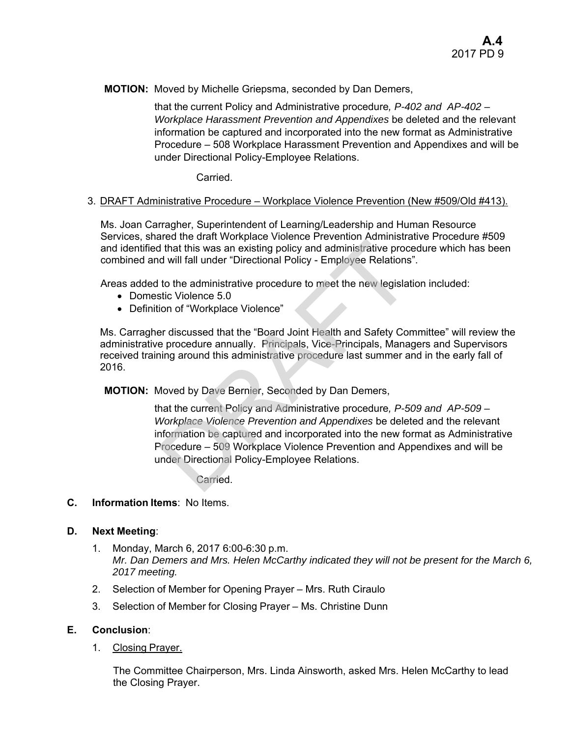**MOTION:** Moved by Michelle Griepsma, seconded by Dan Demers,

that the current Policy and Administrative procedure*, P-402 and AP-402 – Workplace Harassment Prevention and Appendixes* be deleted and the relevant information be captured and incorporated into the new format as Administrative Procedure – 508 Workplace Harassment Prevention and Appendixes and will be under Directional Policy-Employee Relations.

Carried.

3. DRAFT Administrative Procedure – Workplace Violence Prevention (New #509/Old #413).

Ms. Joan Carragher, Superintendent of Learning/Leadership and Human Resource Services, shared the draft Workplace Violence Prevention Administrative Procedure #509 and identified that this was an existing policy and administrative procedure which has been combined and will fall under "Directional Policy - Employee Relations".

Areas added to the administrative procedure to meet the new legislation included:

- Domestic Violence 5.0
- Definition of "Workplace Violence"

Ms. Carragher discussed that the "Board Joint Health and Safety Committee" will review the administrative procedure annually. Principals, Vice-Principals, Managers and Supervisors received training around this administrative procedure last summer and in the early fall of 2016.

**MOTION:** Moved by Dave Bernier, Seconded by Dan Demers,

that the current Policy and Administrative procedure*, P-509 and AP-509 – Workplace Violence Prevention and Appendixes* be deleted and the relevant information be captured and incorporated into the new format as Administrative Procedure – 509 Workplace Violence Prevention and Appendixes and will be under Directional Policy-Employee Relations.

Carried.

**C. Information Items**: No Items.

**D. Next Meeting**:

1. Monday, March 6, 2017 6:00-6:30 p.m.
   *Mr. Dan Demers and Mrs. Helen McCarthy indicated they will not be present for the March 6, 2017 meeting.*
2. Selection of Member for Opening Prayer – Mrs. Ruth Ciraulo
3. Selection of Member for Closing Prayer – Ms. Christine Dunn

**E. Conclusion**:

1. Closing Prayer.

   The Committee Chairperson, Mrs. Linda Ainsworth, asked Mrs. Helen McCarthy to lead the Closing Prayer.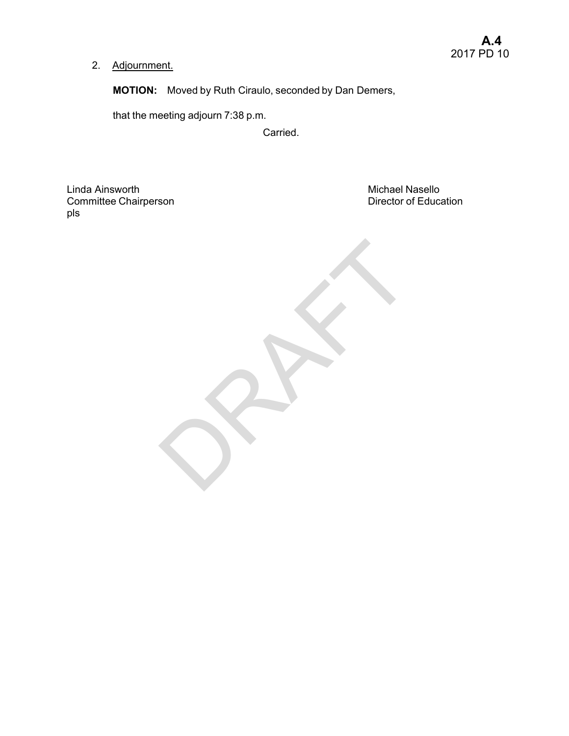**A.4**
2017 PD 10

2. Adjournment.

   **MOTION:** Moved by Ruth Ciraulo, seconded by Dan Demers,

   that the meeting adjourn 7:38 p.m.

   Carried.

Linda Ainsworth
Committee Chairperson
pls

Michael Nasello
Director of Education

DRAFT